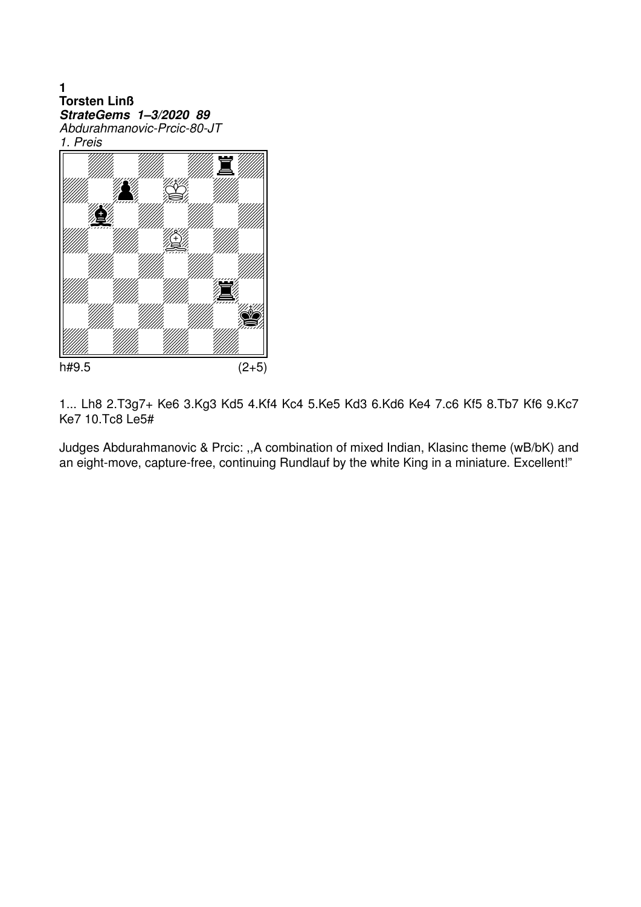**1**
**Torsten Linß**
***StrateGems 1–3/2020 89***
*Abdurahmanovic-Prcic-80-JT*
*1. Preis*

h#9.5 (2+5)

1... Lh8 2.T3g7+ Ke6 3.Kg3 Kd5 4.Kf4 Kc4 5.Ke5 Kd3 6.Kd6 Ke4 7.c6 Kf5 8.Tb7 Kf6 9.Kc7 Ke7 10.Tc8 Le5#

Judges Abdurahmanovic & Prcic: ,,A combination of mixed Indian, Klasinc theme (wB/bK) and an eight-move, capture-free, continuing Rundlauf by the white King in a miniature. Excellent!"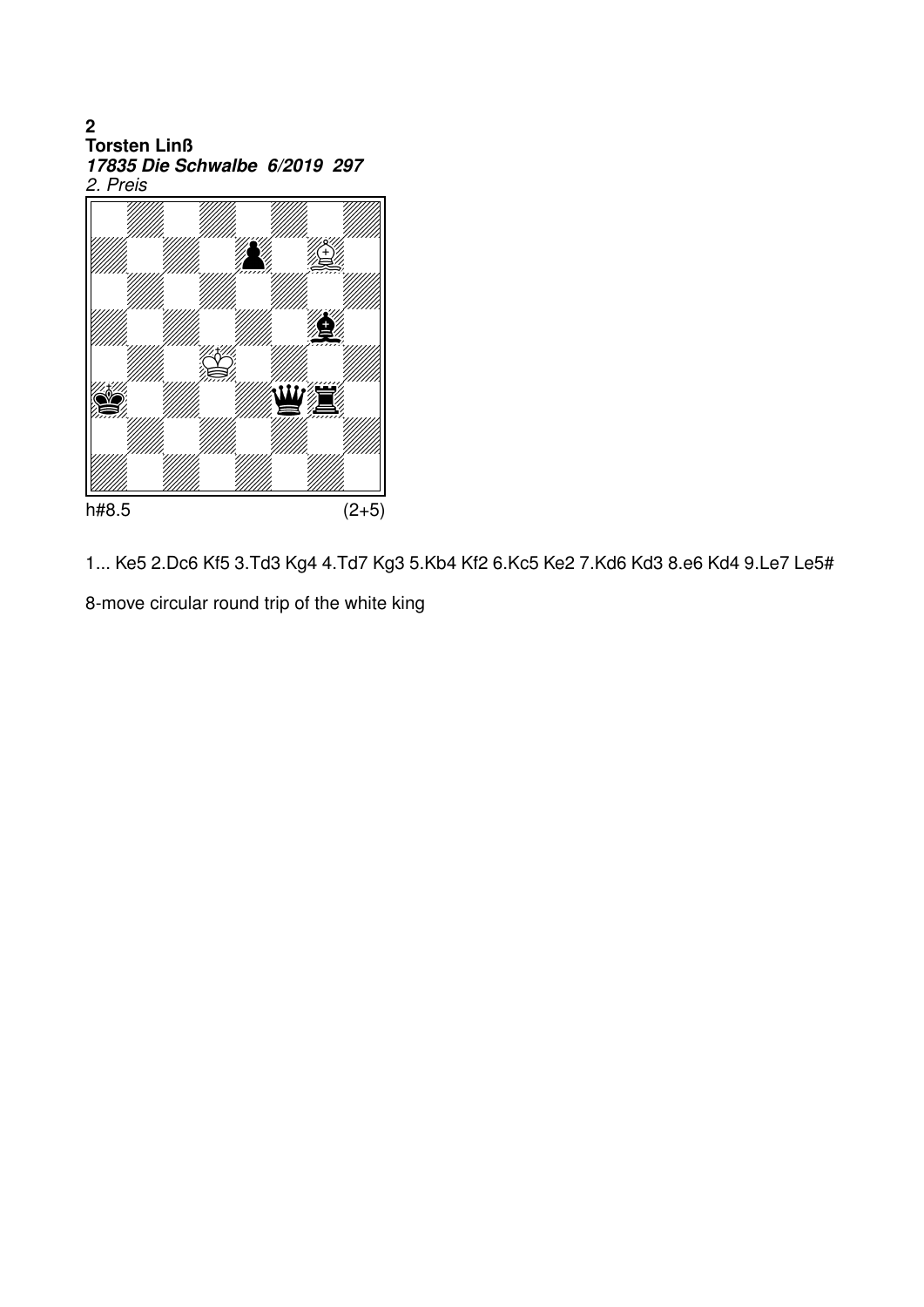**2**
**Torsten Linß**
***17835 Die Schwalbe 6/2019 297***
*2. Preis*

h#8.5 (2+5)

1... Ke5 2.Dc6 Kf5 3.Td3 Kg4 4.Td7 Kg3 5.Kb4 Kf2 6.Kc5 Ke2 7.Kd6 Kd3 8.e6 Kd4 9.Le7 Le5#

8-move circular round trip of the white king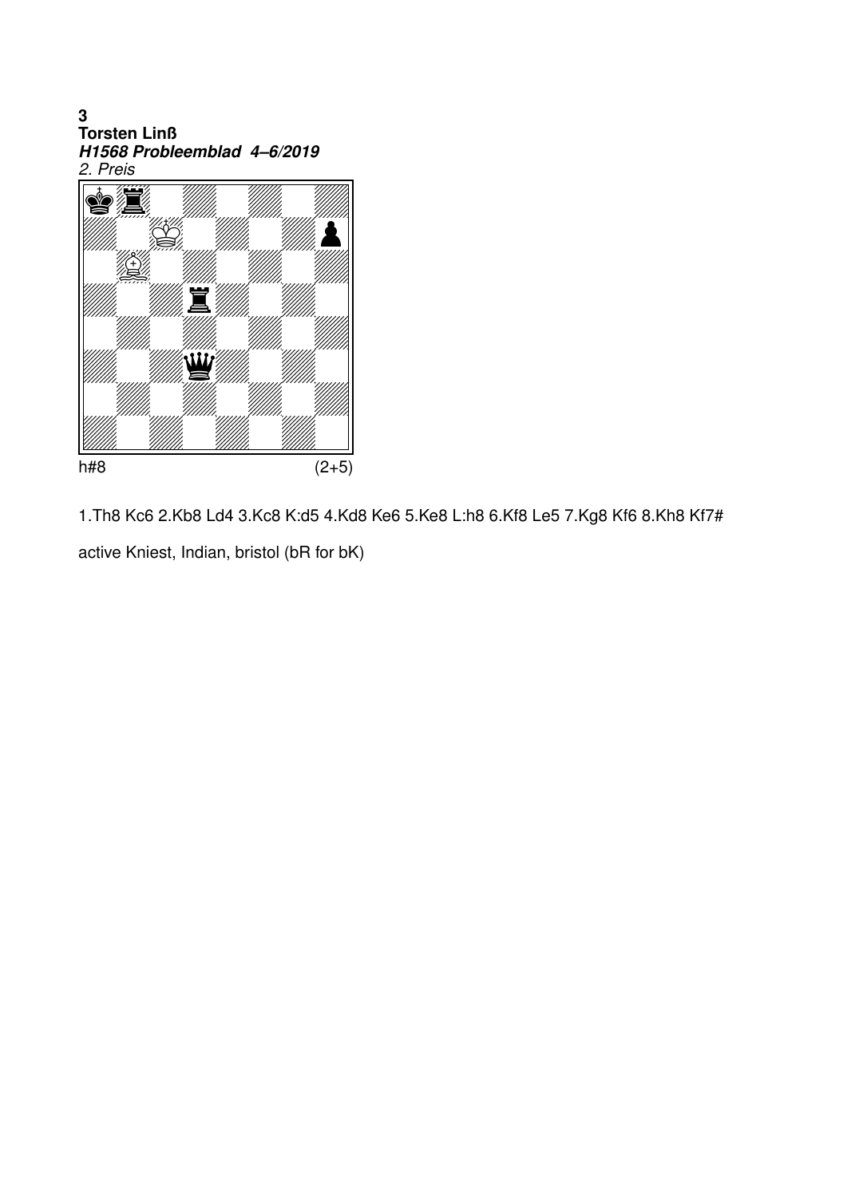**3**
**Torsten Linß**
***H1568 Probleemblad 4–6/2019***
*2. Preis*

h#8 (2+5)

1.Th8 Kc6 2.Kb8 Ld4 3.Kc8 K:d5 4.Kd8 Ke6 5.Ke8 L:h8 6.Kf8 Le5 7.Kg8 Kf6 8.Kh8 Kf7#

active Kniest, Indian, bristol (bR for bK)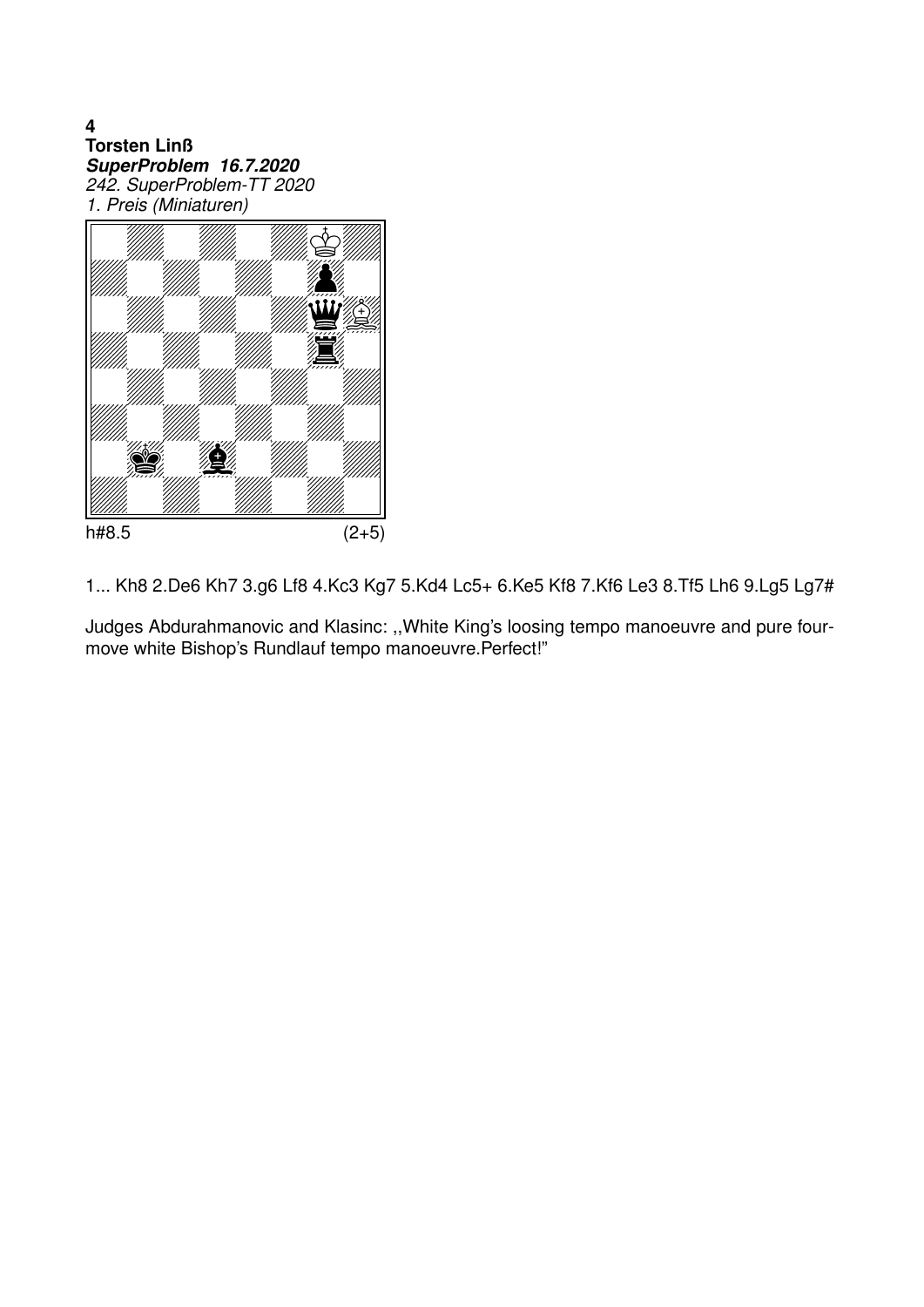**4**
**Torsten Linß**
***SuperProblem 16.7.2020***
*242. SuperProblem-TT 2020*
*1. Preis (Miniaturen)*

h#8.5 (2+5)

1... Kh8 2.De6 Kh7 3.g6 Lf8 4.Kc3 Kg7 5.Kd4 Lc5+ 6.Ke5 Kf8 7.Kf6 Le3 8.Tf5 Lh6 9.Lg5 Lg7#

Judges Abdurahmanovic and Klasinc: ,,White King's loosing tempo manoeuvre and pure four-move white Bishop's Rundlauf tempo manoeuvre.Perfect!"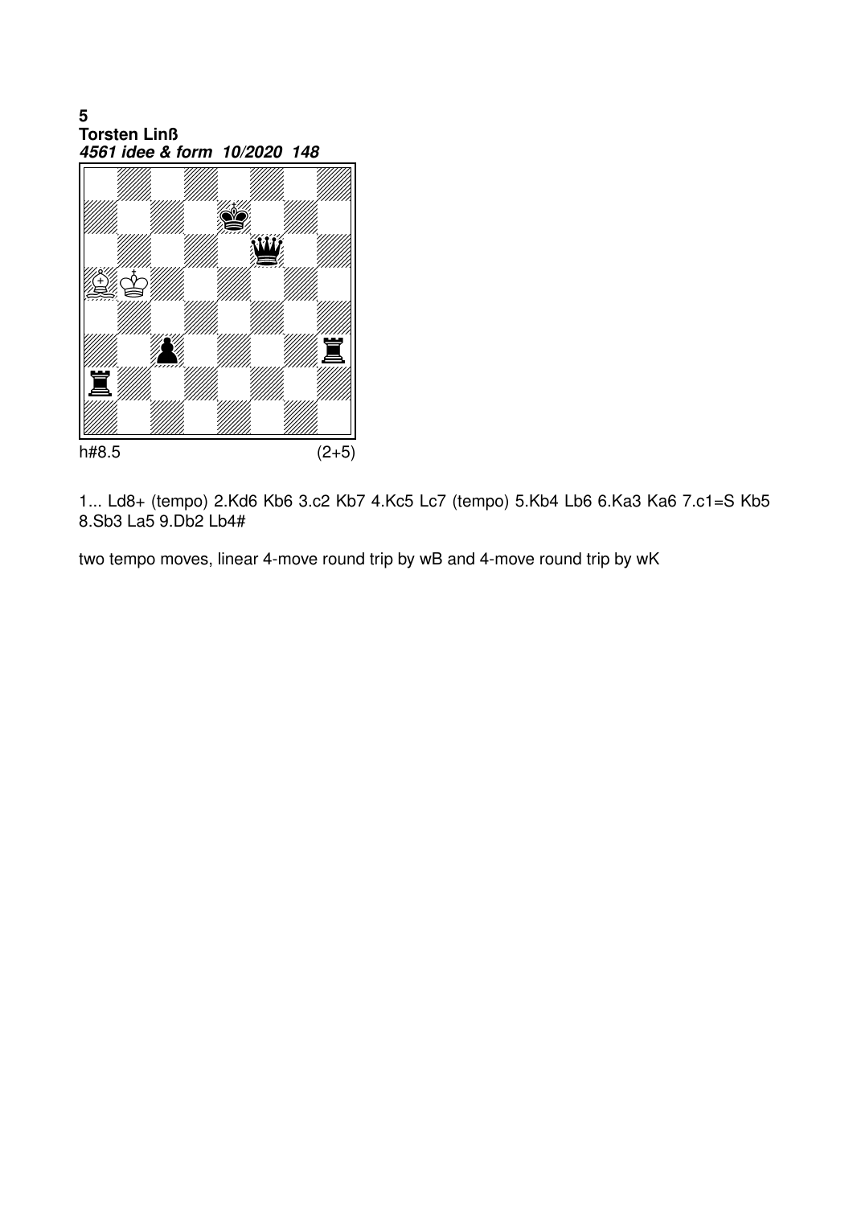**5**
**Torsten Linß**
***4561 idee & form 10/2020 148***

h#8.5 (2+5)

1... Ld8+ (tempo) 2.Kd6 Kb6 3.c2 Kb7 4.Kc5 Lc7 (tempo) 5.Kb4 Lb6 6.Ka3 Ka6 7.c1=S Kb5 8.Sb3 La5 9.Db2 Lb4#

two tempo moves, linear 4-move round trip by wB and 4-move round trip by wK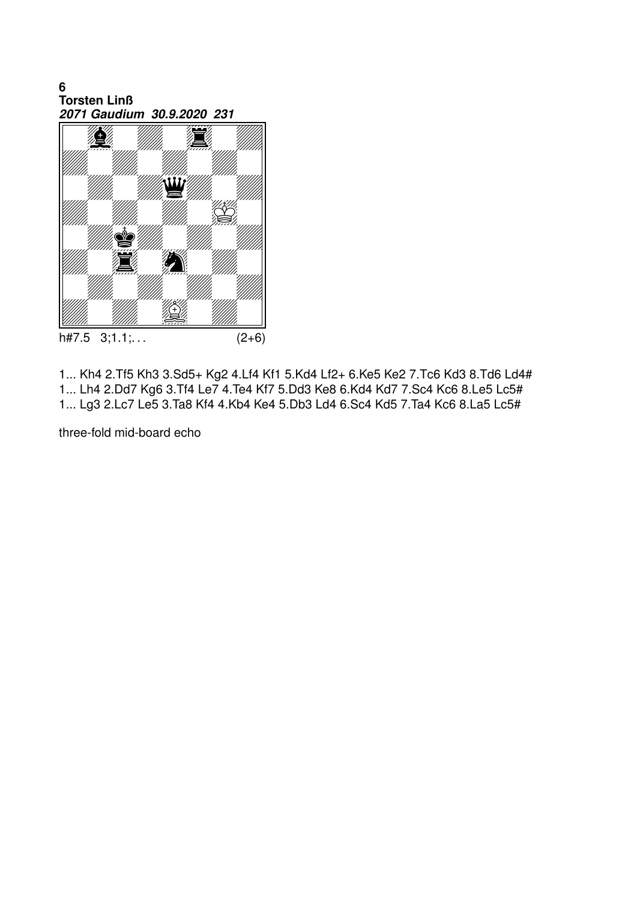**6**
**Torsten Linß**
***2071 Gaudium 30.9.2020 231***

h#7.5 3;1.1;. . . (2+6)

1... Kh4 2.Tf5 Kh3 3.Sd5+ Kg2 4.Lf4 Kf1 5.Kd4 Lf2+ 6.Ke5 Ke2 7.Tc6 Kd3 8.Td6 Ld4#
1... Lh4 2.Dd7 Kg6 3.Tf4 Le7 4.Te4 Kf7 5.Dd3 Ke8 6.Kd4 Kd7 7.Sc4 Kc6 8.Le5 Lc5#
1... Lg3 2.Lc7 Le5 3.Ta8 Kf4 4.Kb4 Ke4 5.Db3 Ld4 6.Sc4 Kd5 7.Ta4 Kc6 8.La5 Lc5#

three-fold mid-board echo